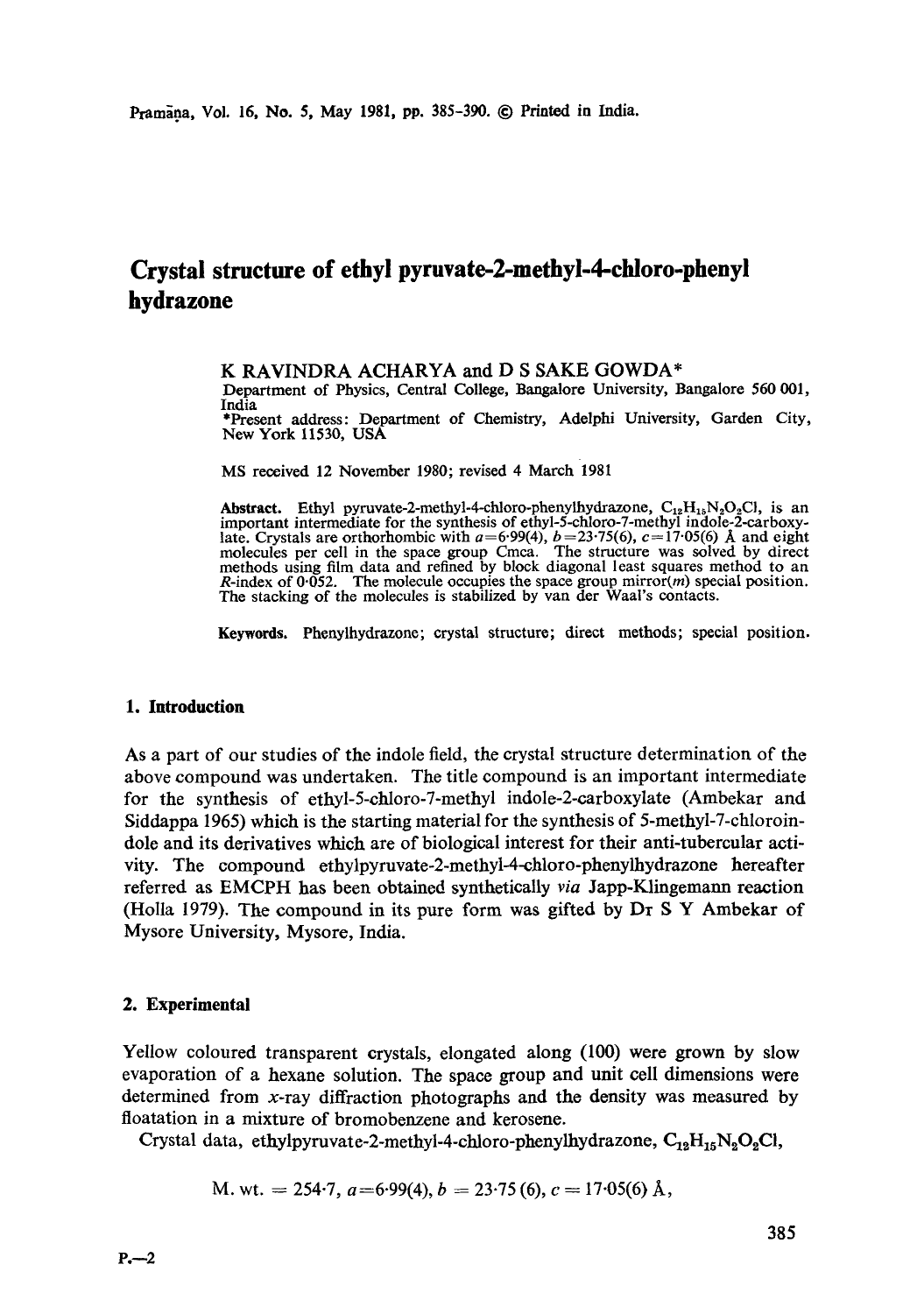# Crystal structure of ethyl pyruvate-2-methyl-4-chloro-phenyl hydrazone

K RAVINDRA ACHARYA and D S SAKE GOWDA*

Department of Physics, Central College, Bangalore University, Bangalore 560 001, India

*Present address: Department of Chemistry, Adelphi University, Garden City, New York 11530, USA

MS received 12 November 1980; revised 4 March 1981

**Abstract.** Ethyl pyruvate-2-methyl-4-chloro-phenylhydrazone, $C_{12}H_{15}N_2O_2Cl$, is an important intermediate for the synthesis of ethyl-5-chloro-7-methyl indole-2-carboxylate. Crystals are orthorhombic with $a=6\cdot99(4)$, $b=23\cdot75(6)$, $c=17\cdot05(6)$ Å and eight molecules per cell in the space group Cmca. The structure was solved by direct methods using film data and refined by block diagonal least squares method to an *R*-index of 0·052. The molecule occupies the space group mirror(*m*) special position. The stacking of the molecules is stabilized by van der Waal's contacts.

**Keywords.** Phenylhydrazone; crystal structure; direct methods; special position.

## 1. Introduction

As a part of our studies of the indole field, the crystal structure determination of the above compound was undertaken. The title compound is an important intermediate for the synthesis of ethyl-5-chloro-7-methyl indole-2-carboxylate (Ambekar and Siddappa 1965) which is the starting material for the synthesis of 5-methyl-7-chloroindole and its derivatives which are of biological interest for their anti-tubercular activity. The compound ethylpyruvate-2-methyl-4-chloro-phenylhydrazone hereafter referred as EMCPH has been obtained synthetically *via* Japp-Klingemann reaction (Holla 1979). The compound in its pure form was gifted by Dr S Y Ambekar of Mysore University, Mysore, India.

## 2. Experimental

Yellow coloured transparent crystals, elongated along (100) were grown by slow evaporation of a hexane solution. The space group and unit cell dimensions were determined from *x*-ray diffraction photographs and the density was measured by floatation in a mixture of bromobenzene and kerosene.

Crystal data, ethylpyruvate-2-methyl-4-chloro-phenylhydrazone, $C_{12}H_{15}N_2O_2Cl$,

$$\text{M. wt.} = 254\cdot7,\ a=6\cdot99(4),\ b = 23\cdot75\,(6),\ c = 17\cdot05(6)\ \text{Å},$$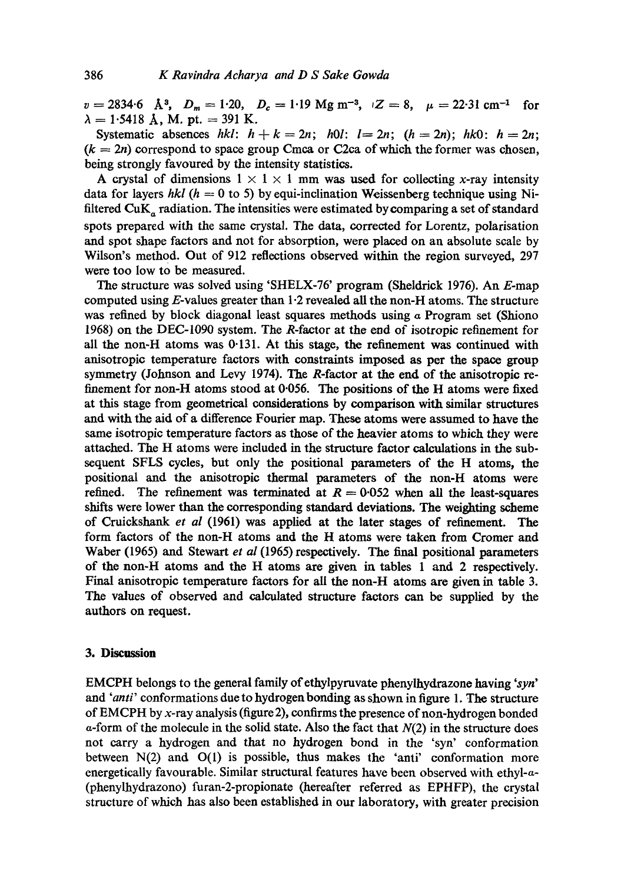$v = 2834{\cdot}6$ Å$^3$, $D_m = 1{\cdot}20$, $D_c = 1{\cdot}19$ Mg m$^{-3}$, $Z = 8$, $\mu = 22{\cdot}31$ cm$^{-1}$ for $\lambda = 1{\cdot}5418$ Å, M. pt. = 391 K.

Systematic absences *hkl*: $h + k = 2n$; *h0l*: $l = 2n$; ($h = 2n$); *hk*0: $h = 2n$; ($k = 2n$) correspond to space group Cmca or C2ca of which the former was chosen, being strongly favoured by the intensity statistics.

A crystal of dimensions $1 \times 1 \times 1$ mm was used for collecting *x*-ray intensity data for layers *hkl* ($h = 0$ to 5) by equi-inclination Weissenberg technique using Ni-filtered Cu$K_\alpha$ radiation. The intensities were estimated by comparing a set of standard spots prepared with the same crystal. The data, corrected for Lorentz, polarisation and spot shape factors and not for absorption, were placed on an absolute scale by Wilson's method. Out of 912 reflections observed within the region surveyed, 297 were too low to be measured.

The structure was solved using 'SHELX-76' program (Sheldrick 1976). An *E*-map computed using *E*-values greater than 1·2 revealed all the non-H atoms. The structure was refined by block diagonal least squares methods using a Program set (Shiono 1968) on the DEC-1090 system. The *R*-factor at the end of isotropic refinement for all the non-H atoms was 0·131. At this stage, the refinement was continued with anisotropic temperature factors with constraints imposed as per the space group symmetry (Johnson and Levy 1974). The *R*-factor at the end of the anisotropic refinement for non-H atoms stood at 0·056. The positions of the H atoms were fixed at this stage from geometrical considerations by comparison with similar structures and with the aid of a difference Fourier map. These atoms were assumed to have the same isotropic temperature factors as those of the heavier atoms to which they were attached. The H atoms were included in the structure factor calculations in the subsequent SFLS cycles, but only the positional parameters of the H atoms, the positional and the anisotropic thermal parameters of the non-H atoms were refined. The refinement was terminated at $R = 0{\cdot}052$ when all the least-squares shifts were lower than the corresponding standard deviations. The weighting scheme of Cruickshank *et al* (1961) was applied at the later stages of refinement. The form factors of the non-H atoms and the H atoms were taken from Cromer and Waber (1965) and Stewart *et al* (1965) respectively. The final positional parameters of the non-H atoms and the H atoms are given in tables 1 and 2 respectively. Final anisotropic temperature factors for all the non-H atoms are given in table 3. The values of observed and calculated structure factors can be supplied by the authors on request.

## 3. Discussion

EMCPH belongs to the general family of ethylpyruvate phenylhydrazone having '*syn*' and '*anti*' conformations due to hydrogen bonding as shown in figure 1. The structure of EMCPH by *x*-ray analysis (figure 2), confirms the presence of non-hydrogen bonded $\alpha$-form of the molecule in the solid state. Also the fact that $N(2)$ in the structure does not carry a hydrogen and that no hydrogen bond in the 'syn' conformation between N(2) and O(1) is possible, thus makes the 'anti' conformation more energetically favourable. Similar structural features have been observed with ethyl-$\alpha$-(phenylhydrazono) furan-2-propionate (hereafter referred as EPHFP), the crystal structure of which has also been established in our laboratory, with greater precision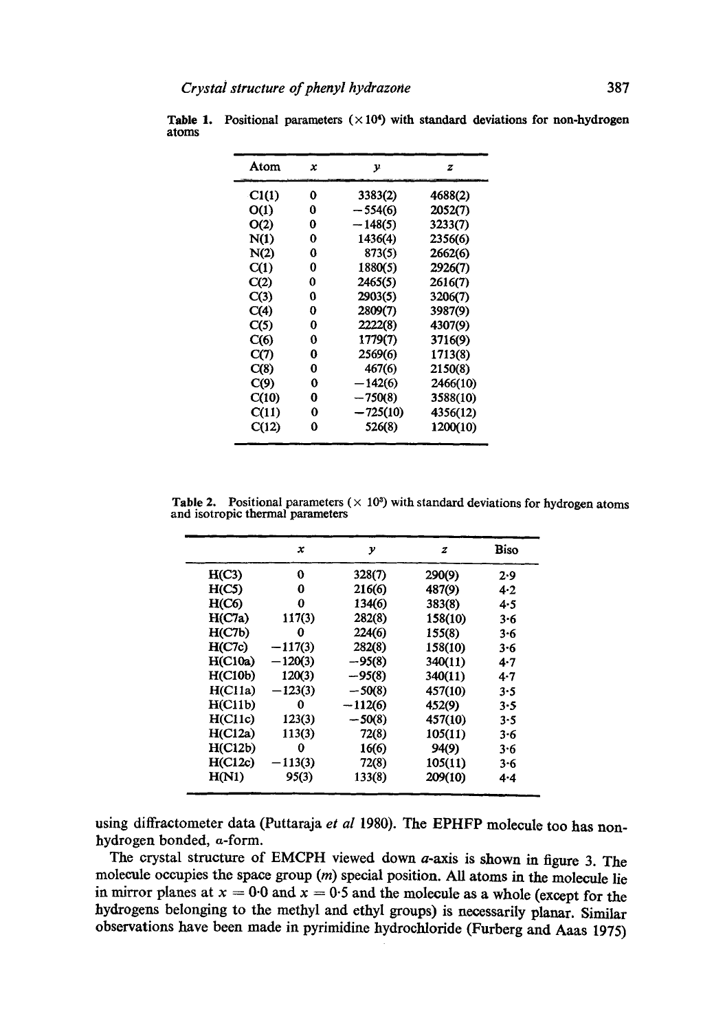**Table 1.** Positional parameters ($\times 10^4$) with standard deviations for non-hydrogen atoms

| Atom | $x$ | $y$ | $z$ |
|---|---|---|---|
| Cl(1) | 0 | 3383(2) | 4688(2) |
| O(1) | 0 | −554(6) | 2052(7) |
| O(2) | 0 | −148(5) | 3233(7) |
| N(1) | 0 | 1436(4) | 2356(6) |
| N(2) | 0 | 873(5) | 2662(6) |
| C(1) | 0 | 1880(5) | 2926(7) |
| C(2) | 0 | 2465(5) | 2616(7) |
| C(3) | 0 | 2903(5) | 3206(7) |
| C(4) | 0 | 2809(7) | 3987(9) |
| C(5) | 0 | 2222(8) | 4307(9) |
| C(6) | 0 | 1779(7) | 3716(9) |
| C(7) | 0 | 2569(6) | 1713(8) |
| C(8) | 0 | 467(6) | 2150(8) |
| C(9) | 0 | −142(6) | 2466(10) |
| C(10) | 0 | −750(8) | 3588(10) |
| C(11) | 0 | −725(10) | 4356(12) |
| C(12) | 0 | 526(8) | 1200(10) |

**Table 2.** Positional parameters ($\times 10^3$) with standard deviations for hydrogen atoms and isotropic thermal parameters

| | $x$ | $y$ | $z$ | Biso |
|---|---|---|---|---|
| H(C3) | 0 | 328(7) | 290(9) | 2·9 |
| H(C5) | 0 | 216(6) | 487(9) | 4·2 |
| H(C6) | 0 | 134(6) | 383(8) | 4·5 |
| H(C7a) | 117(3) | 282(8) | 158(10) | 3·6 |
| H(C7b) | 0 | 224(6) | 155(8) | 3·6 |
| H(C7c) | −117(3) | 282(8) | 158(10) | 3·6 |
| H(C10a) | −120(3) | −95(8) | 340(11) | 4·7 |
| H(C10b) | 120(3) | −95(8) | 340(11) | 4·7 |
| H(C11a) | −123(3) | −50(8) | 457(10) | 3·5 |
| H(C11b) | 0 | −112(6) | 452(9) | 3·5 |
| H(C11c) | 123(3) | −50(8) | 457(10) | 3·5 |
| H(C12a) | 113(3) | 72(8) | 105(11) | 3·6 |
| H(C12b) | 0 | 16(6) | 94(9) | 3·6 |
| H(C12c) | −113(3) | 72(8) | 105(11) | 3·6 |
| H(N1) | 95(3) | 133(8) | 209(10) | 4·4 |

using diffractometer data (Puttaraja *et al* 1980). The EPHFP molecule too has non-hydrogen bonded, $\alpha$-form.

The crystal structure of EMCPH viewed down $a$-axis is shown in figure 3. The molecule occupies the space group ($m$) special position. All atoms in the molecule lie in mirror planes at $x = 0{\cdot}0$ and $x = 0{\cdot}5$ and the molecule as a whole (except for the hydrogens belonging to the methyl and ethyl groups) is necessarily planar. Similar observations have been made in pyrimidine hydrochloride (Furberg and Aas 1975)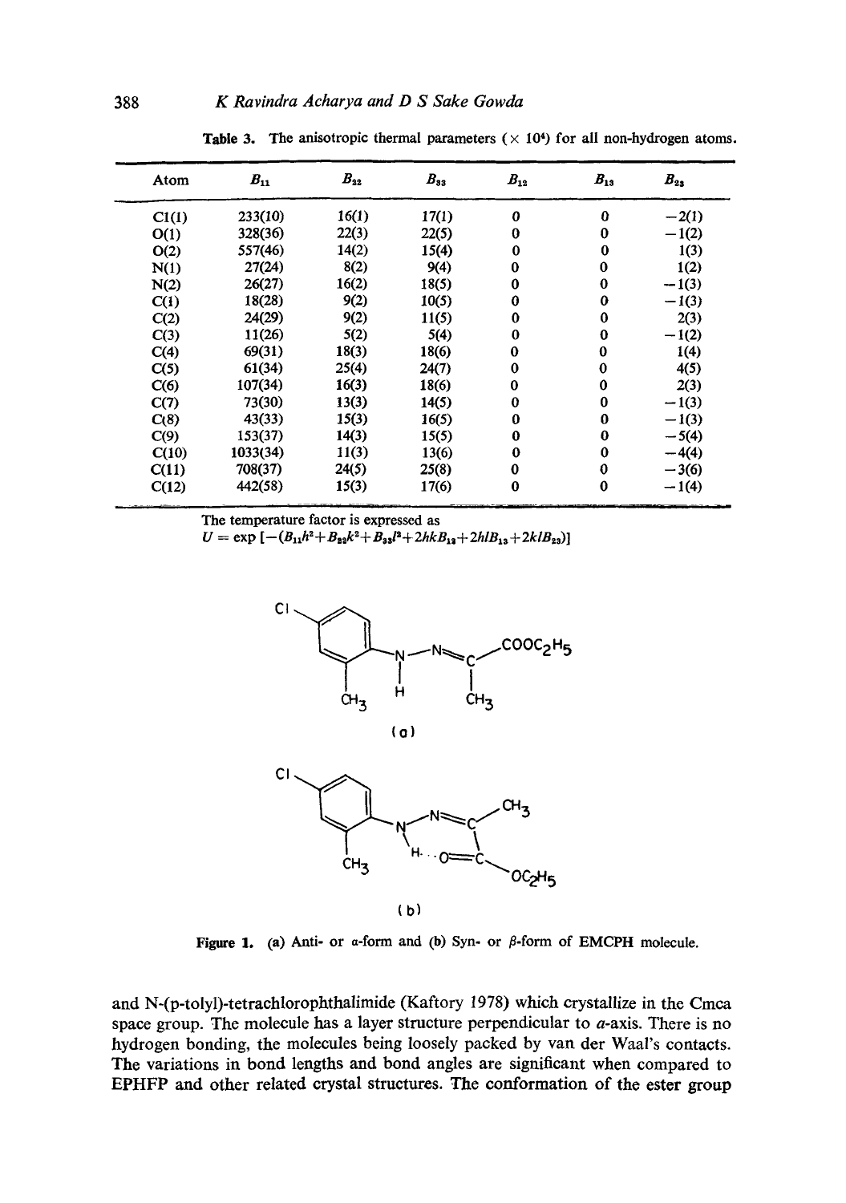Table 3. The anisotropic thermal parameters ($\times 10^4$) for all non-hydrogen atoms.

| Atom | $B_{11}$ | $B_{22}$ | $B_{33}$ | $B_{12}$ | $B_{13}$ | $B_{23}$ |
|---|---|---|---|---|---|---|
| Cl(1) | 233(10) | 16(1) | 17(1) | 0 | 0 | −2(1) |
| O(1) | 328(36) | 22(3) | 22(5) | 0 | 0 | −1(2) |
| O(2) | 557(46) | 14(2) | 15(4) | 0 | 0 | 1(3) |
| N(1) | 27(24) | 8(2) | 9(4) | 0 | 0 | 1(2) |
| N(2) | 26(27) | 16(2) | 18(5) | 0 | 0 | −1(3) |
| C(1) | 18(28) | 9(2) | 10(5) | 0 | 0 | −1(3) |
| C(2) | 24(29) | 9(2) | 11(5) | 0 | 0 | 2(3) |
| C(3) | 11(26) | 5(2) | 5(4) | 0 | 0 | −1(2) |
| C(4) | 69(31) | 18(3) | 18(6) | 0 | 0 | 1(4) |
| C(5) | 61(34) | 25(4) | 24(7) | 0 | 0 | 4(5) |
| C(6) | 107(34) | 16(3) | 18(6) | 0 | 0 | 2(3) |
| C(7) | 73(30) | 13(3) | 14(5) | 0 | 0 | −1(3) |
| C(8) | 43(33) | 15(3) | 16(5) | 0 | 0 | −1(3) |
| C(9) | 153(37) | 14(3) | 15(5) | 0 | 0 | −5(4) |
| C(10) | 1033(34) | 11(3) | 13(6) | 0 | 0 | −4(4) |
| C(11) | 708(37) | 24(5) | 25(8) | 0 | 0 | −3(6) |
| C(12) | 442(58) | 15(3) | 17(6) | 0 | 0 | −1(4) |

The temperature factor is expressed as
$U = \exp[-(B_{11}h^2 + B_{22}k^2 + B_{33}l^2 + 2hkB_{12} + 2hlB_{13} + 2klB_{23})]$

Figure 1. (a) Anti- or α-form and (b) Syn- or β-form of EMCPH molecule.

and N-(p-tolyl)-tetrachlorophthalimide (Kaftory 1978) which crystallize in the Cmca space group. The molecule has a layer structure perpendicular to *a*-axis. There is no hydrogen bonding, the molecules being loosely packed by van der Waal's contacts. The variations in bond lengths and bond angles are significant when compared to EPHFP and other related crystal structures. The conformation of the ester group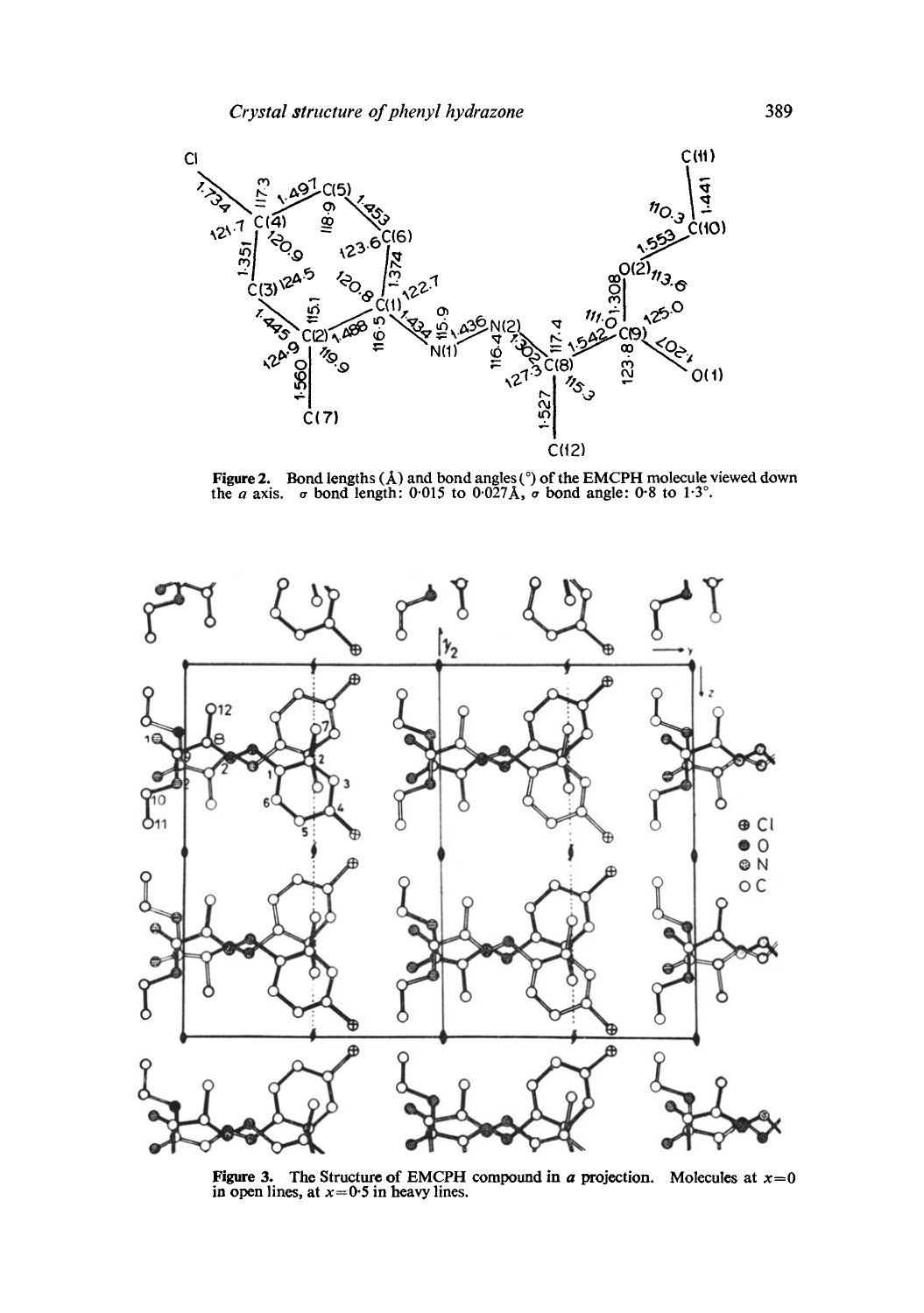**Figure 2.** Bond lengths (Å) and bond angles (°) of the EMCPH molecule viewed down the $a$ axis. $\sigma$ bond length: 0·015 to 0·027Å, $\sigma$ bond angle: 0·8 to 1·3°.

**Figure 3.** The Structure of EMCPH compound in $a$ projection. Molecules at $x=0$ in open lines, at $x=0{\cdot}5$ in heavy lines.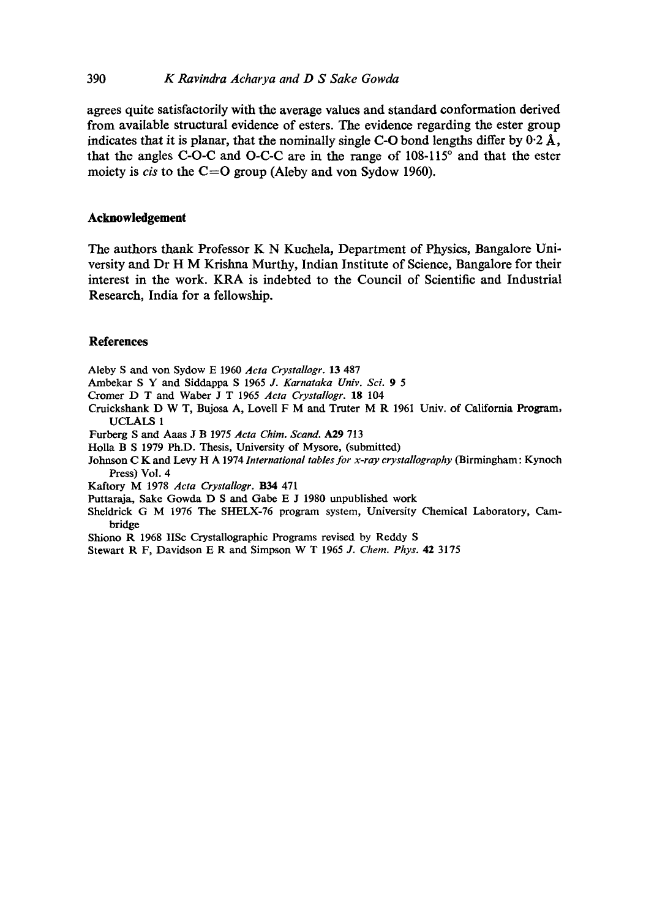agrees quite satisfactorily with the average values and standard conformation derived from available structural evidence of esters. The evidence regarding the ester group indicates that it is planar, that the nominally single C-O bond lengths differ by 0·2 Å, that the angles C-O-C and O-C-C are in the range of 108-115° and that the ester moiety is *cis* to the C=O group (Aleby and von Sydow 1960).

## Acknowledgement

The authors thank Professor K N Kuchela, Department of Physics, Bangalore University and Dr H M Krishna Murthy, Indian Institute of Science, Bangalore for their interest in the work. KRA is indebted to the Council of Scientific and Industrial Research, India for a fellowship.

## References

Aleby S and von Sydow E 1960 *Acta Crystallogr.* **13** 487

Ambekar S Y and Siddappa S 1965 *J. Karnataka Univ. Sci.* **9** 5

Cromer D T and Waber J T 1965 *Acta Crystallogr.* **18** 104

Cruickshank D W T, Bujosa A, Lovell F M and Truter M R 1961 Univ. of California Program, UCLALS 1

Furberg S and Aaas J B 1975 *Acta Chim. Scand.* **A29** 713

Holla B S 1979 Ph.D. Thesis, University of Mysore, (submitted)

Johnson C K and Levy H A 1974 *International tables for x-ray crystallography* (Birmingham: Kynoch Press) Vol. 4

Kaftory M 1978 *Acta Crystallogr.* **B34** 471

Puttaraja, Sake Gowda D S and Gabe E J 1980 unpublished work

Sheldrick G M 1976 The SHELX-76 program system, University Chemical Laboratory, Cambridge

Shiono R 1968 IISc Crystallographic Programs revised by Reddy S

Stewart R F, Davidson E R and Simpson W T 1965 *J. Chem. Phys.* **42** 3175